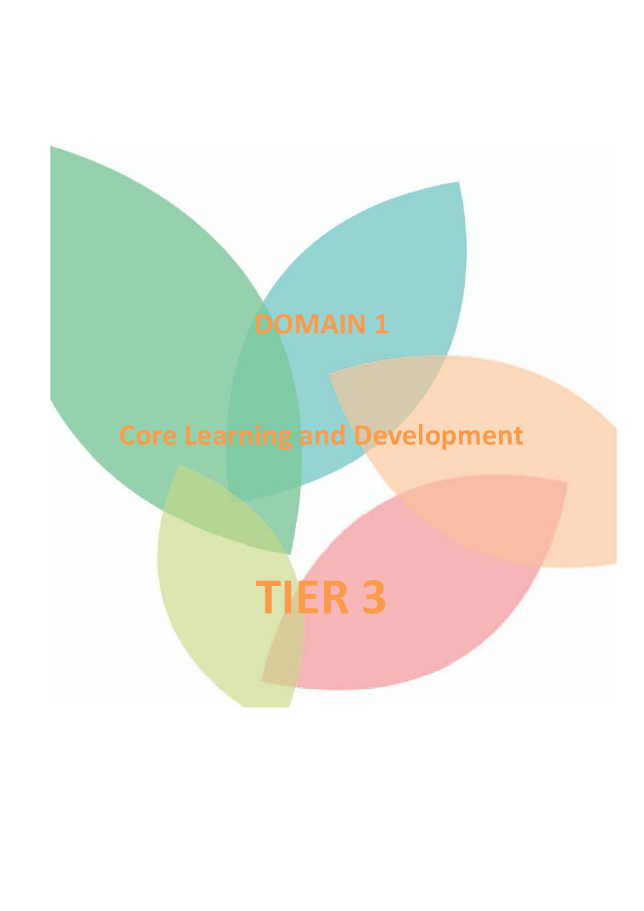# DOMAIN 1

## Core Learning and Development

# TIER 3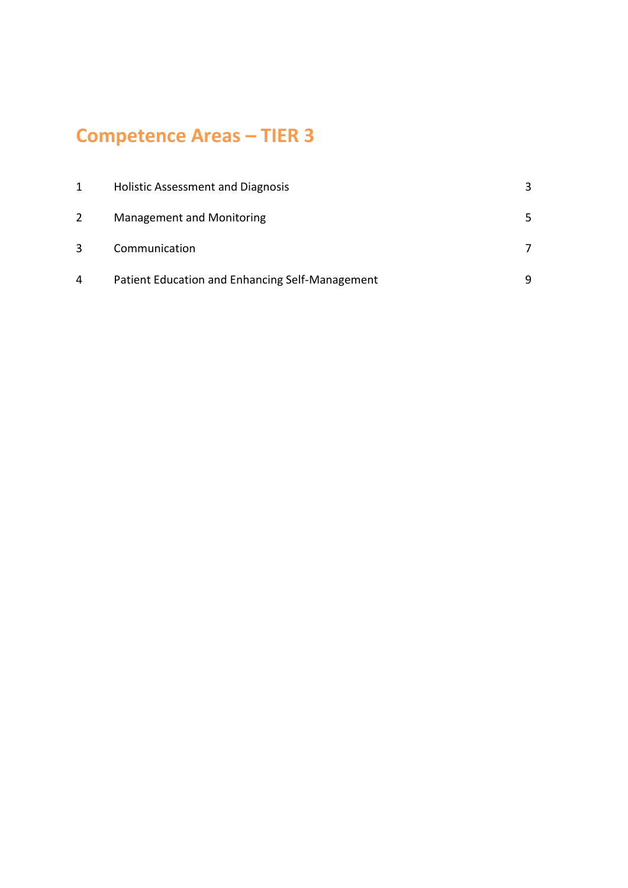# Competence Areas – TIER 3

| | | |
|---|---|---|
| 1 | Holistic Assessment and Diagnosis | 3 |
| 2 | Management and Monitoring | 5 |
| 3 | Communication | 7 |
| 4 | Patient Education and Enhancing Self-Management | 9 |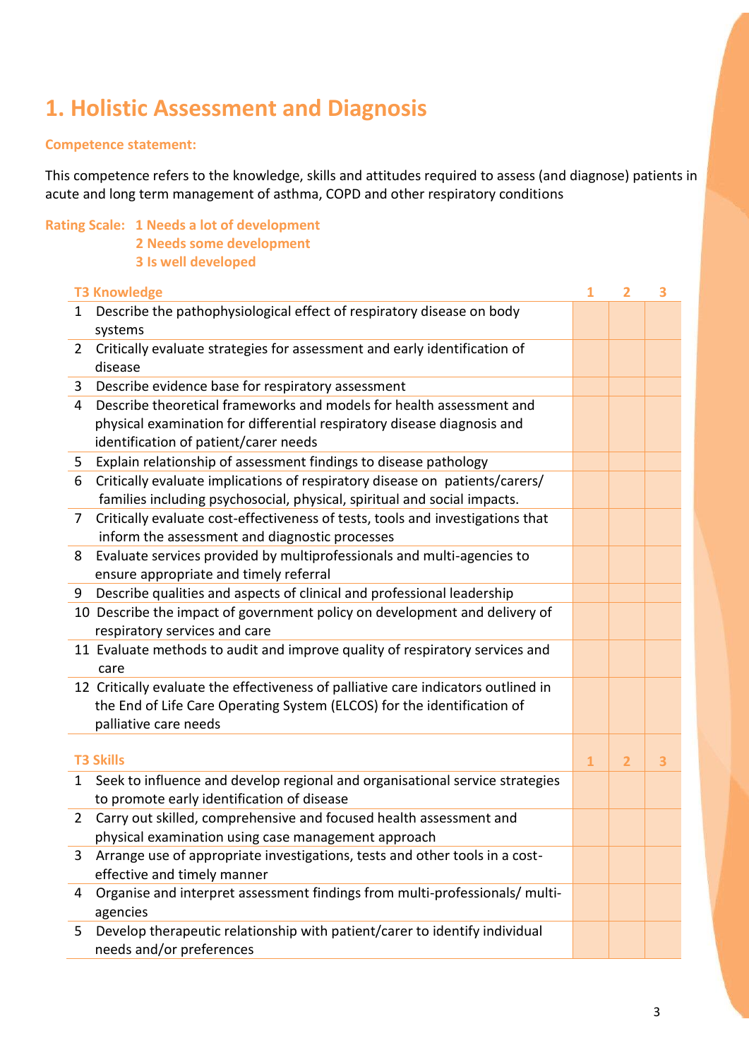# 1. Holistic Assessment and Diagnosis

**Competence statement:**

This competence refers to the knowledge, skills and attitudes required to assess (and diagnose) patients in acute and long term management of asthma, COPD and other respiratory conditions

**Rating Scale:** **1 Needs a lot of development**
**2 Needs some development**
**3 Is well developed**

| | T3 Knowledge | 1 | 2 | 3 |
|---|---|---|---|---|
| 1 | Describe the pathophysiological effect of respiratory disease on body systems | | | |
| 2 | Critically evaluate strategies for assessment and early identification of disease | | | |
| 3 | Describe evidence base for respiratory assessment | | | |
| 4 | Describe theoretical frameworks and models for health assessment and physical examination for differential respiratory disease diagnosis and identification of patient/carer needs | | | |
| 5 | Explain relationship of assessment findings to disease pathology | | | |
| 6 | Critically evaluate implications of respiratory disease on patients/carers/ families including psychosocial, physical, spiritual and social impacts. | | | |
| 7 | Critically evaluate cost-effectiveness of tests, tools and investigations that inform the assessment and diagnostic processes | | | |
| 8 | Evaluate services provided by multiprofessionals and multi-agencies to ensure appropriate and timely referral | | | |
| 9 | Describe qualities and aspects of clinical and professional leadership | | | |
| 10 | Describe the impact of government policy on development and delivery of respiratory services and care | | | |
| 11 | Evaluate methods to audit and improve quality of respiratory services and care | | | |
| 12 | Critically evaluate the effectiveness of palliative care indicators outlined in the End of Life Care Operating System (ELCOS) for the identification of palliative care needs | | | |

| | T3 Skills | 1 | 2 | 3 |
|---|---|---|---|---|
| 1 | Seek to influence and develop regional and organisational service strategies to promote early identification of disease | | | |
| 2 | Carry out skilled, comprehensive and focused health assessment and physical examination using case management approach | | | |
| 3 | Arrange use of appropriate investigations, tests and other tools in a cost-effective and timely manner | | | |
| 4 | Organise and interpret assessment findings from multi-professionals/ multi-agencies | | | |
| 5 | Develop therapeutic relationship with patient/carer to identify individual needs and/or preferences | | | |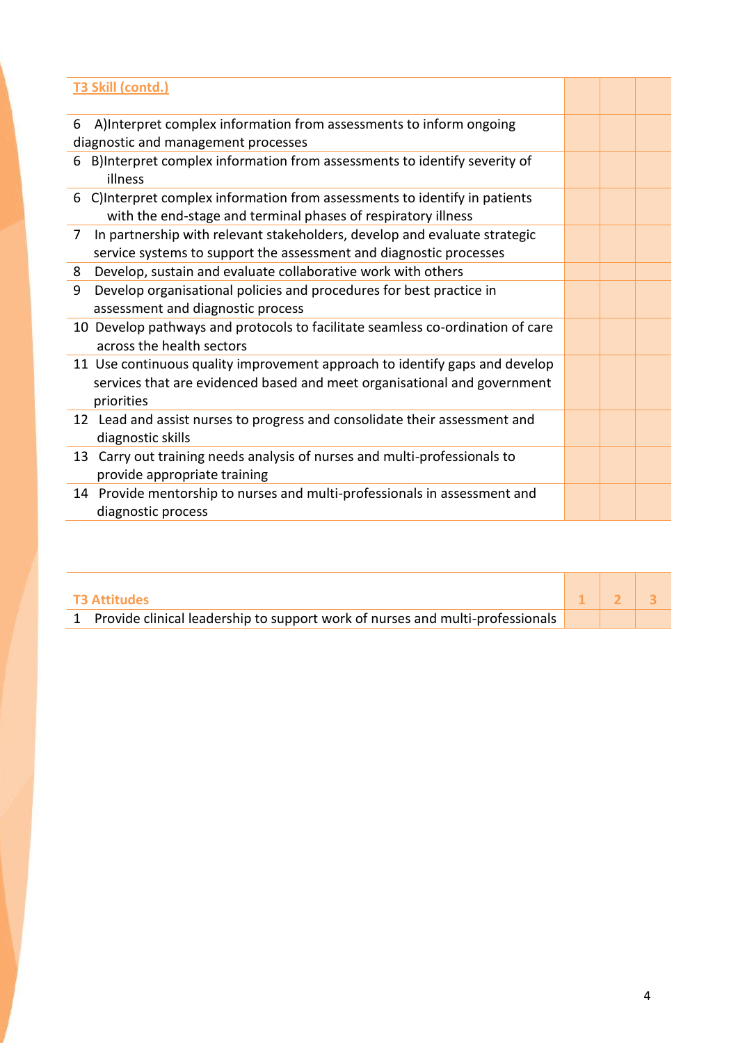| T3 Skill (contd.) | | | |
|---|---|---|---|
| 6 A)Interpret complex information from assessments to inform ongoing diagnostic and management processes | | | |
| 6 B)Interpret complex information from assessments to identify severity of illness | | | |
| 6 C)Interpret complex information from assessments to identify in patients with the end-stage and terminal phases of respiratory illness | | | |
| 7 In partnership with relevant stakeholders, develop and evaluate strategic service systems to support the assessment and diagnostic processes | | | |
| 8 Develop, sustain and evaluate collaborative work with others | | | |
| 9 Develop organisational policies and procedures for best practice in assessment and diagnostic process | | | |
| 10 Develop pathways and protocols to facilitate seamless co-ordination of care across the health sectors | | | |
| 11 Use continuous quality improvement approach to identify gaps and develop services that are evidenced based and meet organisational and government priorities | | | |
| 12 Lead and assist nurses to progress and consolidate their assessment and diagnostic skills | | | |
| 13 Carry out training needs analysis of nurses and multi-professionals to provide appropriate training | | | |
| 14 Provide mentorship to nurses and multi-professionals in assessment and diagnostic process | | | |

| T3 Attitudes | 1 | 2 | 3 |
|---|---|---|---|
| 1 Provide clinical leadership to support work of nurses and multi-professionals | | | |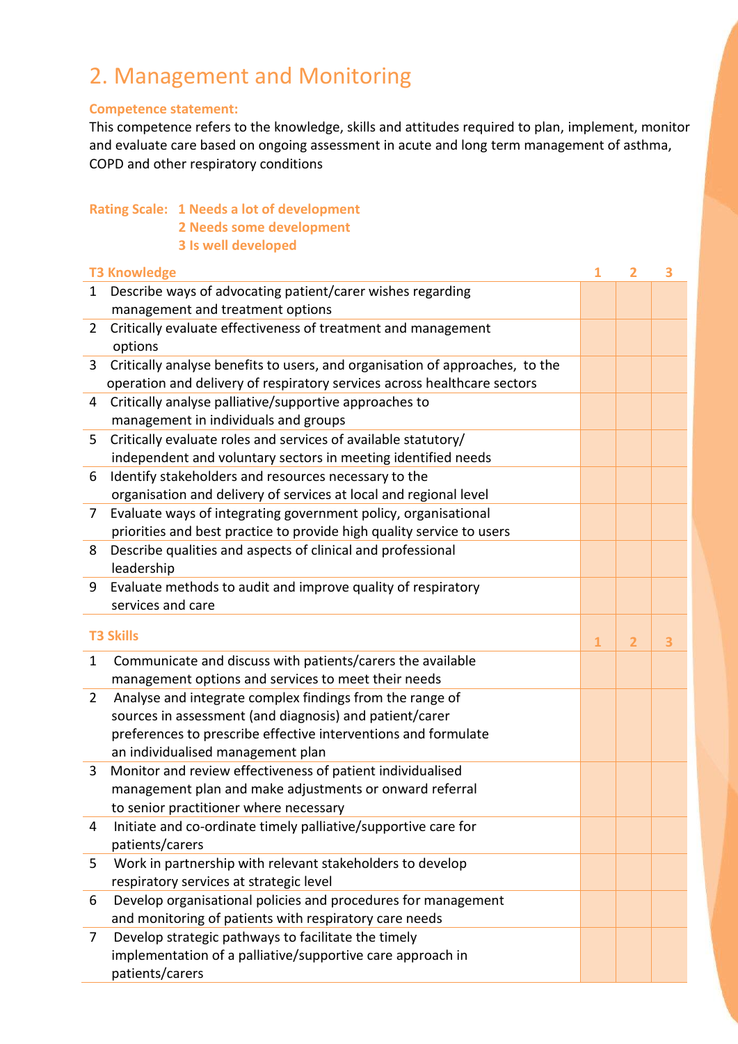## 2. Management and Monitoring

**Competence statement:**

This competence refers to the knowledge, skills and attitudes required to plan, implement, monitor and evaluate care based on ongoing assessment in acute and long term management of asthma, COPD and other respiratory conditions

**Rating Scale:** **1 Needs a lot of development**
**2 Needs some development**
**3 Is well developed**

| **T3 Knowledge** | **1** | **2** | **3** |
|---|---|---|---|
| 1 Describe ways of advocating patient/carer wishes regarding management and treatment options | | | |
| 2 Critically evaluate effectiveness of treatment and management options | | | |
| 3 Critically analyse benefits to users, and organisation of approaches, to the operation and delivery of respiratory services across healthcare sectors | | | |
| 4 Critically analyse palliative/supportive approaches to management in individuals and groups | | | |
| 5 Critically evaluate roles and services of available statutory/ independent and voluntary sectors in meeting identified needs | | | |
| 6 Identify stakeholders and resources necessary to the organisation and delivery of services at local and regional level | | | |
| 7 Evaluate ways of integrating government policy, organisational priorities and best practice to provide high quality service to users | | | |
| 8 Describe qualities and aspects of clinical and professional leadership | | | |
| 9 Evaluate methods to audit and improve quality of respiratory services and care | | | |

| **T3 Skills** | **1** | **2** | **3** |
|---|---|---|---|
| 1 Communicate and discuss with patients/carers the available management options and services to meet their needs | | | |
| 2 Analyse and integrate complex findings from the range of sources in assessment (and diagnosis) and patient/carer preferences to prescribe effective interventions and formulate an individualised management plan | | | |
| 3 Monitor and review effectiveness of patient individualised management plan and make adjustments or onward referral to senior practitioner where necessary | | | |
| 4 Initiate and co-ordinate timely palliative/supportive care for patients/carers | | | |
| 5 Work in partnership with relevant stakeholders to develop respiratory services at strategic level | | | |
| 6 Develop organisational policies and procedures for management and monitoring of patients with respiratory care needs | | | |
| 7 Develop strategic pathways to facilitate the timely implementation of a palliative/supportive care approach in patients/carers | | | |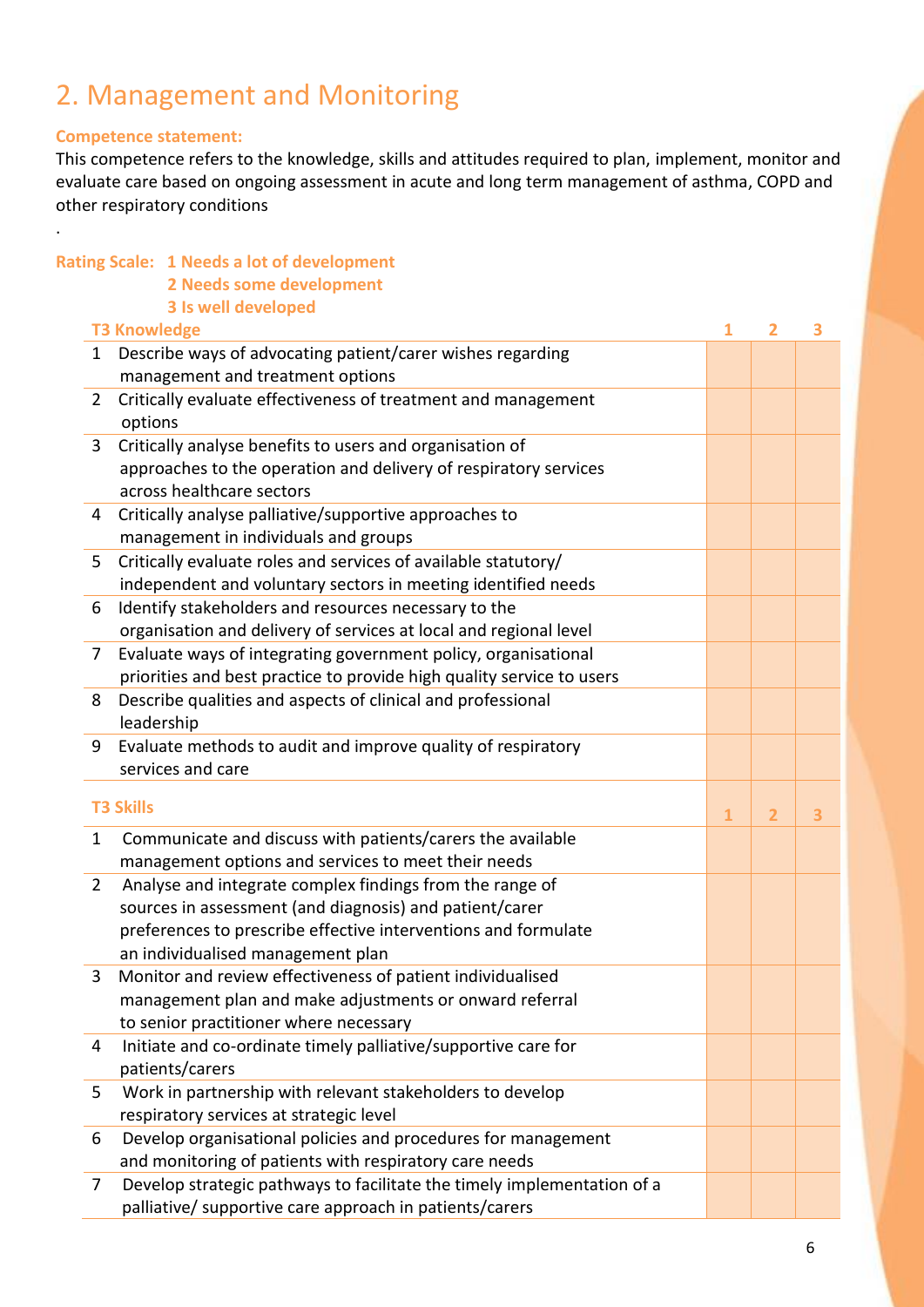## 2. Management and Monitoring

**Competence statement:**

This competence refers to the knowledge, skills and attitudes required to plan, implement, monitor and evaluate care based on ongoing assessment in acute and long term management of asthma, COPD and other respiratory conditions

.

**Rating Scale:** **1 Needs a lot of development**
**2 Needs some development**
**3 Is well developed**

| | T3 Knowledge | 1 | 2 | 3 |
|---|---|---|---|---|
| 1 | Describe ways of advocating patient/carer wishes regarding management and treatment options | | | |
| 2 | Critically evaluate effectiveness of treatment and management options | | | |
| 3 | Critically analyse benefits to users and organisation of approaches to the operation and delivery of respiratory services across healthcare sectors | | | |
| 4 | Critically analyse palliative/supportive approaches to management in individuals and groups | | | |
| 5 | Critically evaluate roles and services of available statutory/ independent and voluntary sectors in meeting identified needs | | | |
| 6 | Identify stakeholders and resources necessary to the organisation and delivery of services at local and regional level | | | |
| 7 | Evaluate ways of integrating government policy, organisational priorities and best practice to provide high quality service to users | | | |
| 8 | Describe qualities and aspects of clinical and professional leadership | | | |
| 9 | Evaluate methods to audit and improve quality of respiratory services and care | | | |

| | T3 Skills | 1 | 2 | 3 |
|---|---|---|---|---|
| 1 | Communicate and discuss with patients/carers the available management options and services to meet their needs | | | |
| 2 | Analyse and integrate complex findings from the range of sources in assessment (and diagnosis) and patient/carer preferences to prescribe effective interventions and formulate an individualised management plan | | | |
| 3 | Monitor and review effectiveness of patient individualised management plan and make adjustments or onward referral to senior practitioner where necessary | | | |
| 4 | Initiate and co-ordinate timely palliative/supportive care for patients/carers | | | |
| 5 | Work in partnership with relevant stakeholders to develop respiratory services at strategic level | | | |
| 6 | Develop organisational policies and procedures for management and monitoring of patients with respiratory care needs | | | |
| 7 | Develop strategic pathways to facilitate the timely implementation of a palliative/ supportive care approach in patients/carers | | | |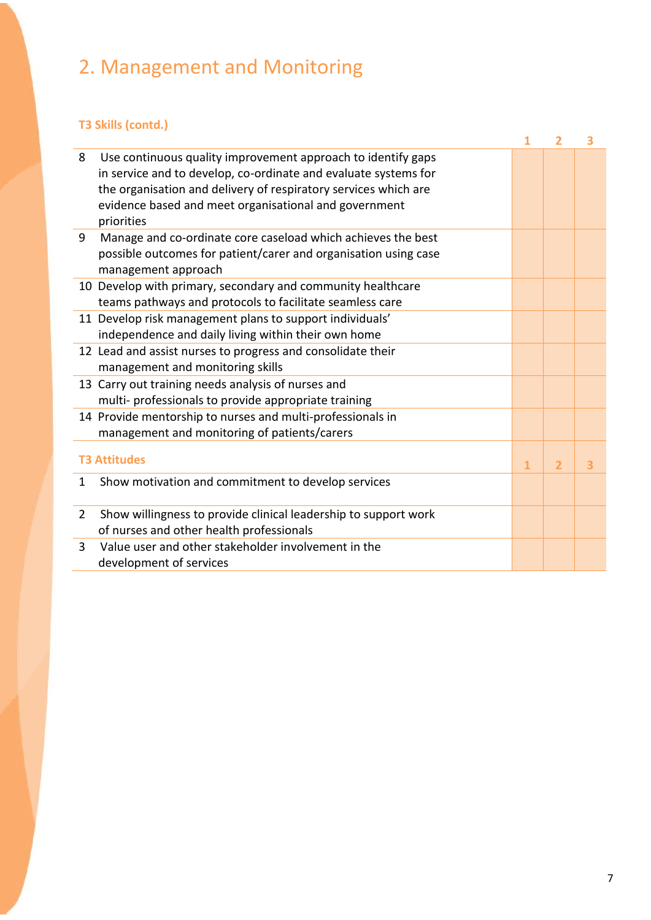# 2. Management and Monitoring

### T3 Skills (contd.)

| | | 1 | 2 | 3 |
|---|---|---|---|---|
| 8 | Use continuous quality improvement approach to identify gaps in service and to develop, co-ordinate and evaluate systems for the organisation and delivery of respiratory services which are evidence based and meet organisational and government priorities | | | |
| 9 | Manage and co-ordinate core caseload which achieves the best possible outcomes for patient/carer and organisation using case management approach | | | |
| 10 | Develop with primary, secondary and community healthcare teams pathways and protocols to facilitate seamless care | | | |
| 11 | Develop risk management plans to support individuals' independence and daily living within their own home | | | |
| 12 | Lead and assist nurses to progress and consolidate their management and monitoring skills | | | |
| 13 | Carry out training needs analysis of nurses and multi- professionals to provide appropriate training | | | |
| 14 | Provide mentorship to nurses and multi-professionals in management and monitoring of patients/carers | | | |

### T3 Attitudes

| | | 1 | 2 | 3 |
|---|---|---|---|---|
| 1 | Show motivation and commitment to develop services | | | |
| 2 | Show willingness to provide clinical leadership to support work of nurses and other health professionals | | | |
| 3 | Value user and other stakeholder involvement in the development of services | | | |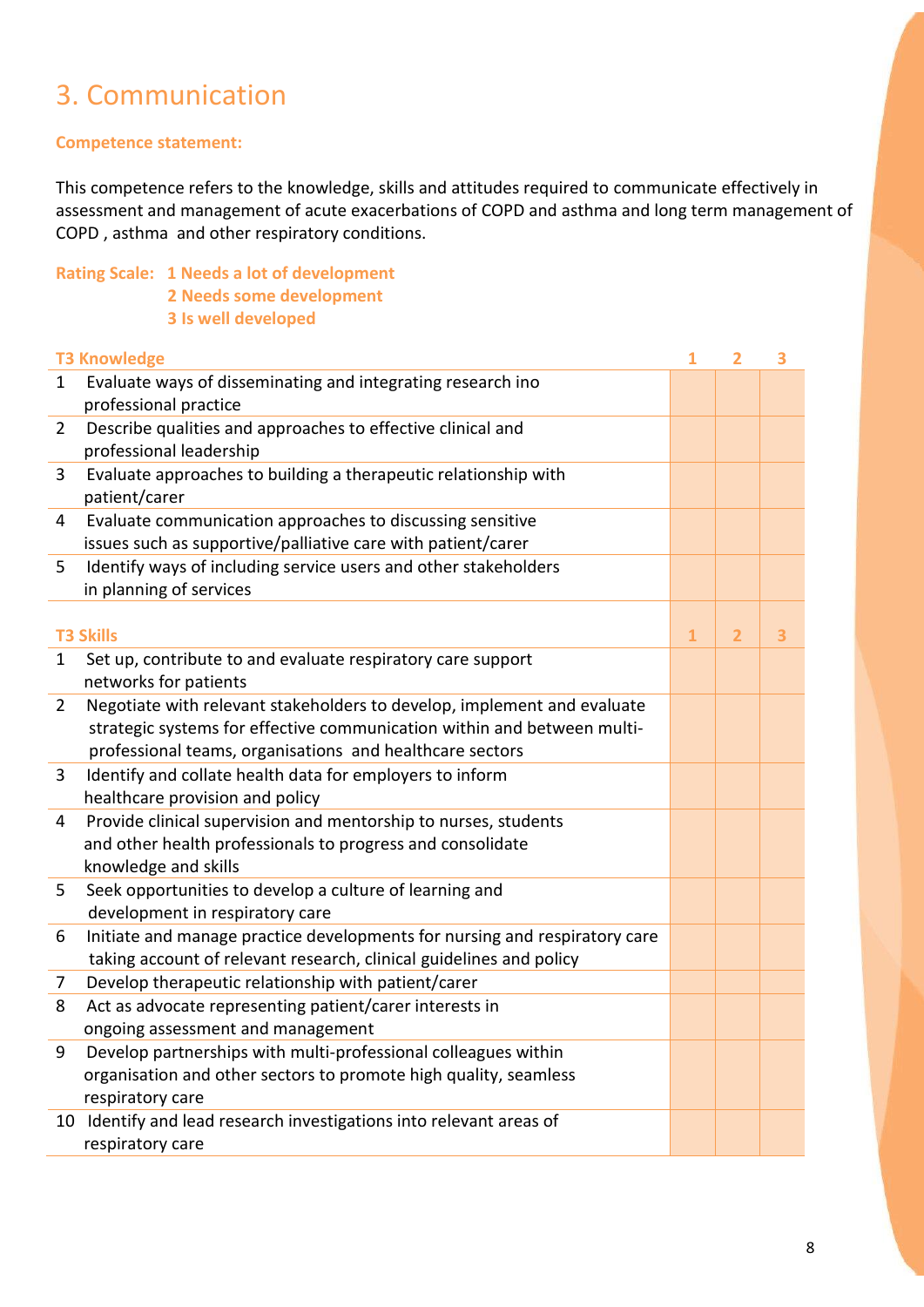# 3. Communication

**Competence statement:**

This competence refers to the knowledge, skills and attitudes required to communicate effectively in assessment and management of acute exacerbations of COPD and asthma and long term management of COPD , asthma and other respiratory conditions.

**Rating Scale: 1 Needs a lot of development**
**2 Needs some development**
**3 Is well developed**

| | T3 Knowledge | 1 | 2 | 3 |
|---|---|---|---|---|
| 1 | Evaluate ways of disseminating and integrating research ino professional practice | | | |
| 2 | Describe qualities and approaches to effective clinical and professional leadership | | | |
| 3 | Evaluate approaches to building a therapeutic relationship with patient/carer | | | |
| 4 | Evaluate communication approaches to discussing sensitive issues such as supportive/palliative care with patient/carer | | | |
| 5 | Identify ways of including service users and other stakeholders in planning of services | | | |

| | T3 Skills | 1 | 2 | 3 |
|---|---|---|---|---|
| 1 | Set up, contribute to and evaluate respiratory care support networks for patients | | | |
| 2 | Negotiate with relevant stakeholders to develop, implement and evaluate strategic systems for effective communication within and between multi-professional teams, organisations and healthcare sectors | | | |
| 3 | Identify and collate health data for employers to inform healthcare provision and policy | | | |
| 4 | Provide clinical supervision and mentorship to nurses, students and other health professionals to progress and consolidate knowledge and skills | | | |
| 5 | Seek opportunities to develop a culture of learning and development in respiratory care | | | |
| 6 | Initiate and manage practice developments for nursing and respiratory care taking account of relevant research, clinical guidelines and policy | | | |
| 7 | Develop therapeutic relationship with patient/carer | | | |
| 8 | Act as advocate representing patient/carer interests in ongoing assessment and management | | | |
| 9 | Develop partnerships with multi-professional colleagues within organisation and other sectors to promote high quality, seamless respiratory care | | | |
| 10 | Identify and lead research investigations into relevant areas of respiratory care | | | |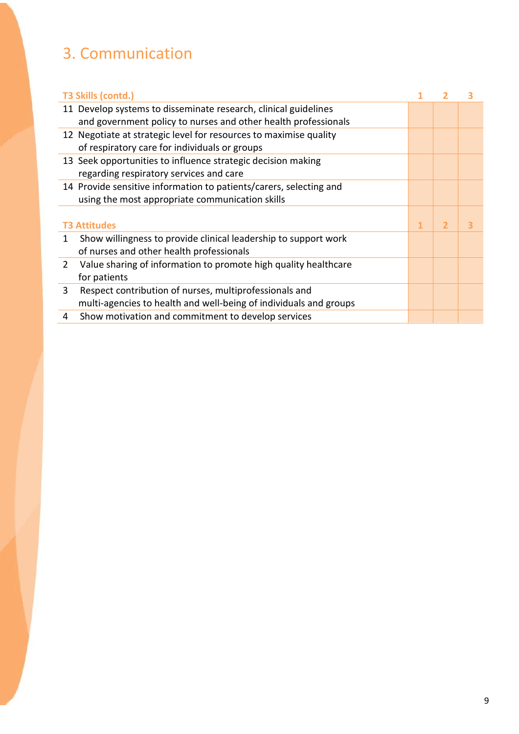## 3. Communication

| T3 Skills (contd.) | 1 | 2 | 3 |
|---|---|---|---|
| 11 Develop systems to disseminate research, clinical guidelines and government policy to nurses and other health professionals | | | |
| 12 Negotiate at strategic level for resources to maximise quality of respiratory care for individuals or groups | | | |
| 13 Seek opportunities to influence strategic decision making regarding respiratory services and care | | | |
| 14 Provide sensitive information to patients/carers, selecting and using the most appropriate communication skills | | | |

| T3 Attitudes | 1 | 2 | 3 |
|---|---|---|---|
| 1 Show willingness to provide clinical leadership to support work of nurses and other health professionals | | | |
| 2 Value sharing of information to promote high quality healthcare for patients | | | |
| 3 Respect contribution of nurses, multiprofessionals and multi-agencies to health and well-being of individuals and groups | | | |
| 4 Show motivation and commitment to develop services | | | |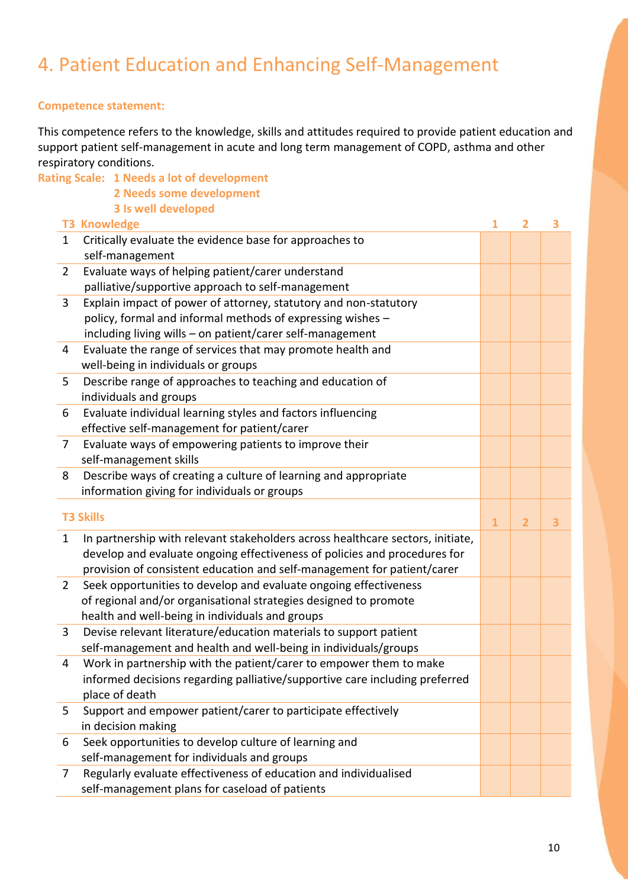# 4. Patient Education and Enhancing Self-Management

**Competence statement:**

This competence refers to the knowledge, skills and attitudes required to provide patient education and support patient self-management in acute and long term management of COPD, asthma and other respiratory conditions.

**Rating Scale:** **1 Needs a lot of development**
**2 Needs some development**
**3 Is well developed**

| | T3 Knowledge | 1 | 2 | 3 |
|---|---|---|---|---|
| 1 | Critically evaluate the evidence base for approaches to self-management | | | |
| 2 | Evaluate ways of helping patient/carer understand palliative/supportive approach to self-management | | | |
| 3 | Explain impact of power of attorney, statutory and non-statutory policy, formal and informal methods of expressing wishes – including living wills – on patient/carer self-management | | | |
| 4 | Evaluate the range of services that may promote health and well-being in individuals or groups | | | |
| 5 | Describe range of approaches to teaching and education of individuals and groups | | | |
| 6 | Evaluate individual learning styles and factors influencing effective self-management for patient/carer | | | |
| 7 | Evaluate ways of empowering patients to improve their self-management skills | | | |
| 8 | Describe ways of creating a culture of learning and appropriate information giving for individuals or groups | | | |

| | T3 Skills | 1 | 2 | 3 |
|---|---|---|---|---|
| 1 | In partnership with relevant stakeholders across healthcare sectors, initiate, develop and evaluate ongoing effectiveness of policies and procedures for provision of consistent education and self-management for patient/carer | | | |
| 2 | Seek opportunities to develop and evaluate ongoing effectiveness of regional and/or organisational strategies designed to promote health and well-being in individuals and groups | | | |
| 3 | Devise relevant literature/education materials to support patient self-management and health and well-being in individuals/groups | | | |
| 4 | Work in partnership with the patient/carer to empower them to make informed decisions regarding palliative/supportive care including preferred place of death | | | |
| 5 | Support and empower patient/carer to participate effectively in decision making | | | |
| 6 | Seek opportunities to develop culture of learning and self-management for individuals and groups | | | |
| 7 | Regularly evaluate effectiveness of education and individualised self-management plans for caseload of patients | | | |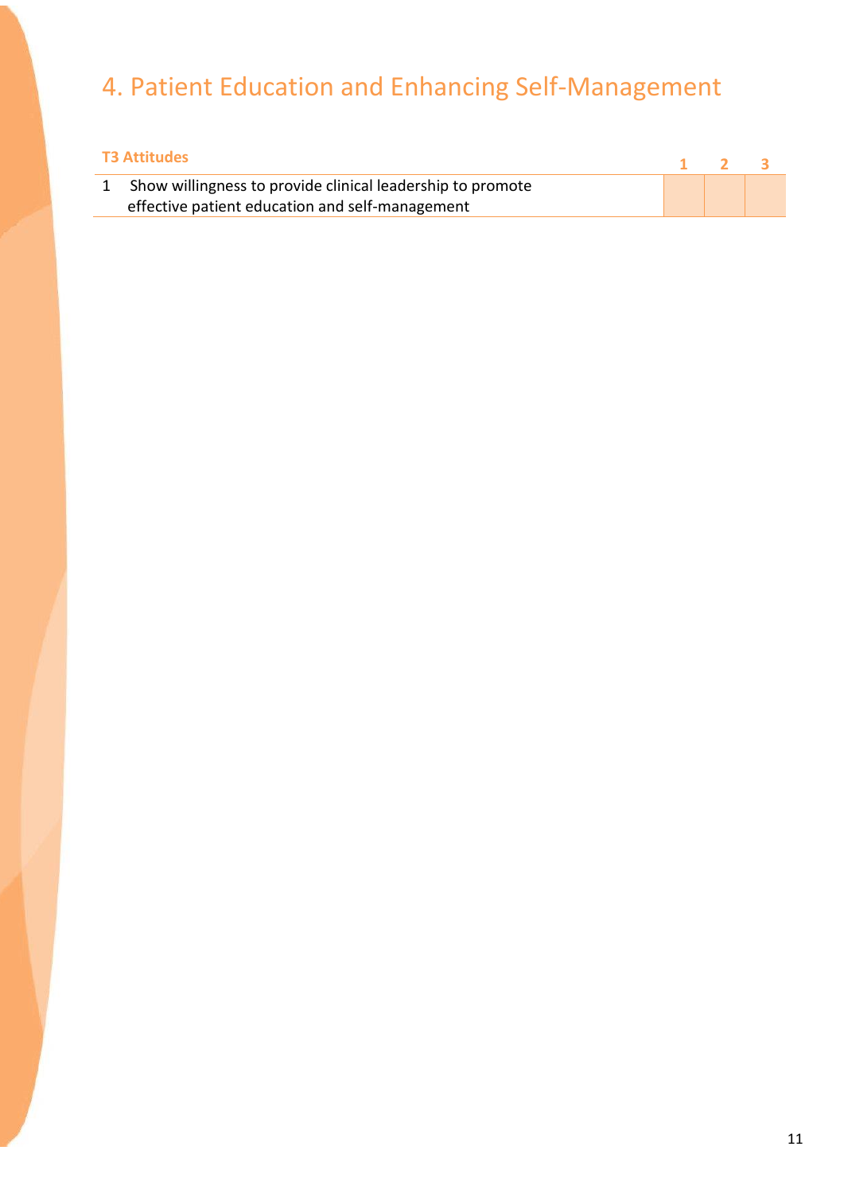## 4. Patient Education and Enhancing Self-Management

| T3 Attitudes | 1 | 2 | 3 |
|---|---|---|---|
| 1 Show willingness to provide clinical leadership to promote effective patient education and self-management | | | |